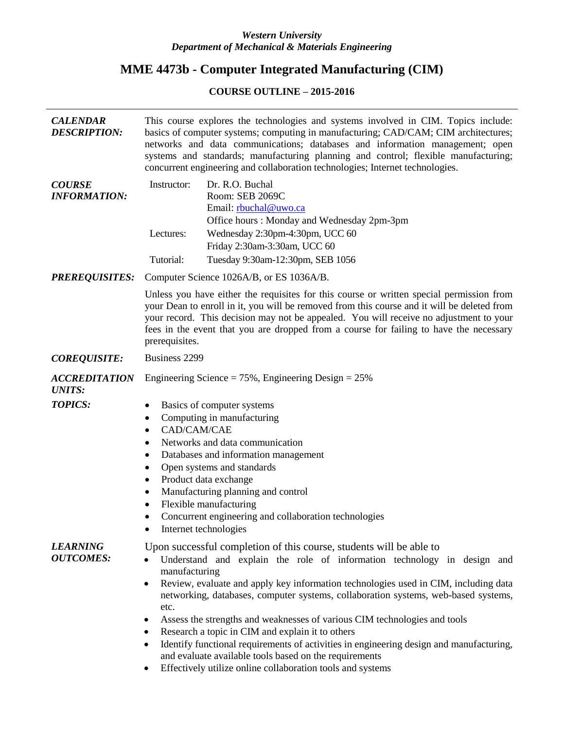*Western University*
*Department of Mechanical & Materials Engineering*

# MME 4473b - Computer Integrated Manufacturing (CIM)

**COURSE OUTLINE – 2015-2016**

---

***CALENDAR DESCRIPTION:*** This course explores the technologies and systems involved in CIM. Topics include: basics of computer systems; computing in manufacturing; CAD/CAM; CIM architectures; networks and data communications; databases and information management; open systems and standards; manufacturing planning and control; flexible manufacturing; concurrent engineering and collaboration technologies; Internet technologies.

***COURSE INFORMATION:***

Instructor: Dr. R.O. Buchal
Room: SEB 2069C
Email: rbuchal@uwo.ca
Office hours : Monday and Wednesday 2pm-3pm

Lectures: Wednesday 2:30pm-4:30pm, UCC 60
Friday 2:30am-3:30am, UCC 60

Tutorial: Tuesday 9:30am-12:30pm, SEB 1056

***PREREQUISITES:*** Computer Science 1026A/B, or ES 1036A/B.

Unless you have either the requisites for this course or written special permission from your Dean to enroll in it, you will be removed from this course and it will be deleted from your record. This decision may not be appealed. You will receive no adjustment to your fees in the event that you are dropped from a course for failing to have the necessary prerequisites.

***COREQUISITE:*** Business 2299

***ACCREDITATION UNITS:*** Engineering Science = 75%, Engineering Design = 25%

***TOPICS:***

- Basics of computer systems
- Computing in manufacturing
- CAD/CAM/CAE
- Networks and data communication
- Databases and information management
- Open systems and standards
- Product data exchange
- Manufacturing planning and control
- Flexible manufacturing
- Concurrent engineering and collaboration technologies
- Internet technologies

***LEARNING OUTCOMES:***

Upon successful completion of this course, students will be able to

- Understand and explain the role of information technology in design and manufacturing
- Review, evaluate and apply key information technologies used in CIM, including data networking, databases, computer systems, collaboration systems, web-based systems, etc.
- Assess the strengths and weaknesses of various CIM technologies and tools
- Research a topic in CIM and explain it to others
- Identify functional requirements of activities in engineering design and manufacturing, and evaluate available tools based on the requirements
- Effectively utilize online collaboration tools and systems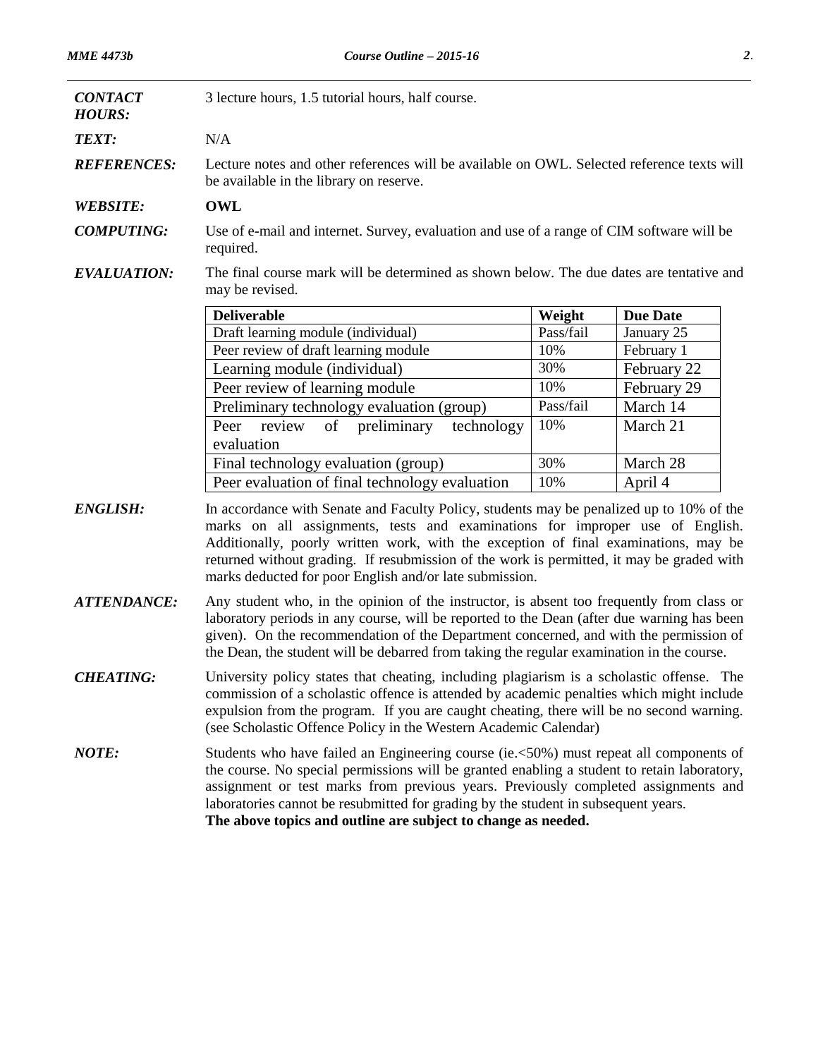***CONTACT HOURS:*** 3 lecture hours, 1.5 tutorial hours, half course.

***TEXT:*** N/A

***REFERENCES:*** Lecture notes and other references will be available on OWL. Selected reference texts will be available in the library on reserve.

***WEBSITE:*** **OWL**

***COMPUTING:*** Use of e-mail and internet. Survey, evaluation and use of a range of CIM software will be required.

***EVALUATION:*** The final course mark will be determined as shown below. The due dates are tentative and may be revised.

| Deliverable | Weight | Due Date |
|---|---|---|
| Draft learning module (individual) | Pass/fail | January 25 |
| Peer review of draft learning module | 10% | February 1 |
| Learning module (individual) | 30% | February 22 |
| Peer review of learning module | 10% | February 29 |
| Preliminary technology evaluation (group) | Pass/fail | March 14 |
| Peer review of preliminary technology evaluation | 10% | March 21 |
| Final technology evaluation (group) | 30% | March 28 |
| Peer evaluation of final technology evaluation | 10% | April 4 |

***ENGLISH:*** In accordance with Senate and Faculty Policy, students may be penalized up to 10% of the marks on all assignments, tests and examinations for improper use of English. Additionally, poorly written work, with the exception of final examinations, may be returned without grading. If resubmission of the work is permitted, it may be graded with marks deducted for poor English and/or late submission.

***ATTENDANCE:*** Any student who, in the opinion of the instructor, is absent too frequently from class or laboratory periods in any course, will be reported to the Dean (after due warning has been given). On the recommendation of the Department concerned, and with the permission of the Dean, the student will be debarred from taking the regular examination in the course.

***CHEATING:*** University policy states that cheating, including plagiarism is a scholastic offense. The commission of a scholastic offence is attended by academic penalties which might include expulsion from the program. If you are caught cheating, there will be no second warning. (see Scholastic Offence Policy in the Western Academic Calendar)

***NOTE:*** Students who have failed an Engineering course (ie.<50%) must repeat all components of the course. No special permissions will be granted enabling a student to retain laboratory, assignment or test marks from previous years. Previously completed assignments and laboratories cannot be resubmitted for grading by the student in subsequent years.
**The above topics and outline are subject to change as needed.**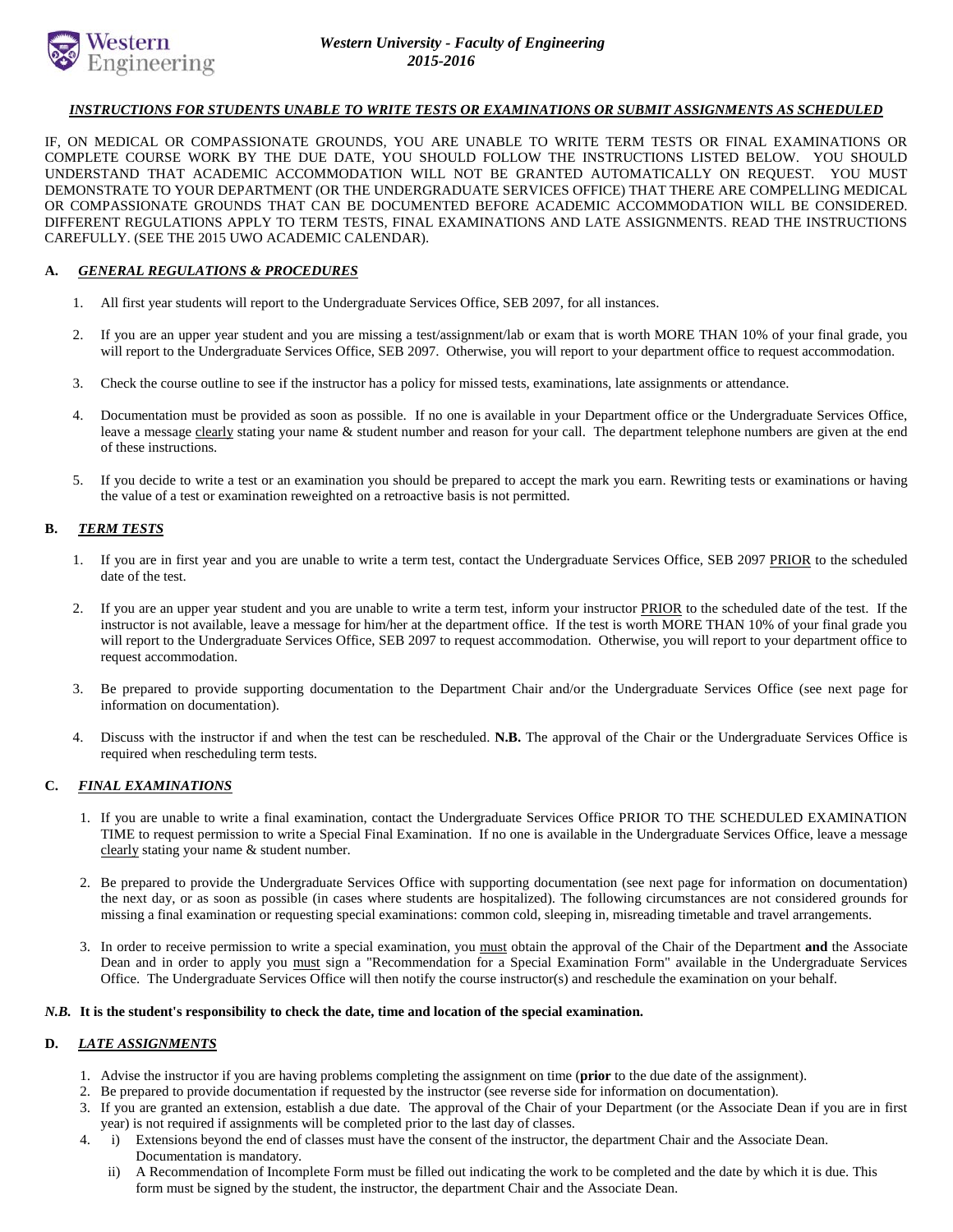**Western University - Faculty of Engineering**
**2015-2016**

## ***INSTRUCTIONS FOR STUDENTS UNABLE TO WRITE TESTS OR EXAMINATIONS OR SUBMIT ASSIGNMENTS AS SCHEDULED***

IF, ON MEDICAL OR COMPASSIONATE GROUNDS, YOU ARE UNABLE TO WRITE TERM TESTS OR FINAL EXAMINATIONS OR COMPLETE COURSE WORK BY THE DUE DATE, YOU SHOULD FOLLOW THE INSTRUCTIONS LISTED BELOW. YOU SHOULD UNDERSTAND THAT ACADEMIC ACCOMMODATION WILL NOT BE GRANTED AUTOMATICALLY ON REQUEST. YOU MUST DEMONSTRATE TO YOUR DEPARTMENT (OR THE UNDERGRADUATE SERVICES OFFICE) THAT THERE ARE COMPELLING MEDICAL OR COMPASSIONATE GROUNDS THAT CAN BE DOCUMENTED BEFORE ACADEMIC ACCOMMODATION WILL BE CONSIDERED. DIFFERENT REGULATIONS APPLY TO TERM TESTS, FINAL EXAMINATIONS AND LATE ASSIGNMENTS. READ THE INSTRUCTIONS CAREFULLY. (SEE THE 2015 UWO ACADEMIC CALENDAR).

### A. *GENERAL REGULATIONS & PROCEDURES*

1. All first year students will report to the Undergraduate Services Office, SEB 2097, for all instances.
2. If you are an upper year student and you are missing a test/assignment/lab or exam that is worth MORE THAN 10% of your final grade, you will report to the Undergraduate Services Office, SEB 2097. Otherwise, you will report to your department office to request accommodation.
3. Check the course outline to see if the instructor has a policy for missed tests, examinations, late assignments or attendance.
4. Documentation must be provided as soon as possible. If no one is available in your Department office or the Undergraduate Services Office, leave a message clearly stating your name & student number and reason for your call. The department telephone numbers are given at the end of these instructions.
5. If you decide to write a test or an examination you should be prepared to accept the mark you earn. Rewriting tests or examinations or having the value of a test or examination reweighted on a retroactive basis is not permitted.

### B. *TERM TESTS*

1. If you are in first year and you are unable to write a term test, contact the Undergraduate Services Office, SEB 2097 PRIOR to the scheduled date of the test.
2. If you are an upper year student and you are unable to write a term test, inform your instructor PRIOR to the scheduled date of the test. If the instructor is not available, leave a message for him/her at the department office. If the test is worth MORE THAN 10% of your final grade you will report to the Undergraduate Services Office, SEB 2097 to request accommodation. Otherwise, you will report to your department office to request accommodation.
3. Be prepared to provide supporting documentation to the Department Chair and/or the Undergraduate Services Office (see next page for information on documentation).
4. Discuss with the instructor if and when the test can be rescheduled. **N.B.** The approval of the Chair or the Undergraduate Services Office is required when rescheduling term tests.

### C. *FINAL EXAMINATIONS*

1. If you are unable to write a final examination, contact the Undergraduate Services Office PRIOR TO THE SCHEDULED EXAMINATION TIME to request permission to write a Special Final Examination. If no one is available in the Undergraduate Services Office, leave a message clearly stating your name & student number.
2. Be prepared to provide the Undergraduate Services Office with supporting documentation (see next page for information on documentation) the next day, or as soon as possible (in cases where students are hospitalized). The following circumstances are not considered grounds for missing a final examination or requesting special examinations: common cold, sleeping in, misreading timetable and travel arrangements.
3. In order to receive permission to write a special examination, you must obtain the approval of the Chair of the Department **and** the Associate Dean and in order to apply you must sign a "Recommendation for a Special Examination Form" available in the Undergraduate Services Office. The Undergraduate Services Office will then notify the course instructor(s) and reschedule the examination on your behalf.

***N.B.* It is the student's responsibility to check the date, time and location of the special examination.**

### D. *LATE ASSIGNMENTS*

1. Advise the instructor if you are having problems completing the assignment on time (**prior** to the due date of the assignment).
2. Be prepared to provide documentation if requested by the instructor (see reverse side for information on documentation).
3. If you are granted an extension, establish a due date. The approval of the Chair of your Department (or the Associate Dean if you are in first year) is not required if assignments will be completed prior to the last day of classes.
4. i) Extensions beyond the end of classes must have the consent of the instructor, the department Chair and the Associate Dean. Documentation is mandatory.
   ii) A Recommendation of Incomplete Form must be filled out indicating the work to be completed and the date by which it is due. This form must be signed by the student, the instructor, the department Chair and the Associate Dean.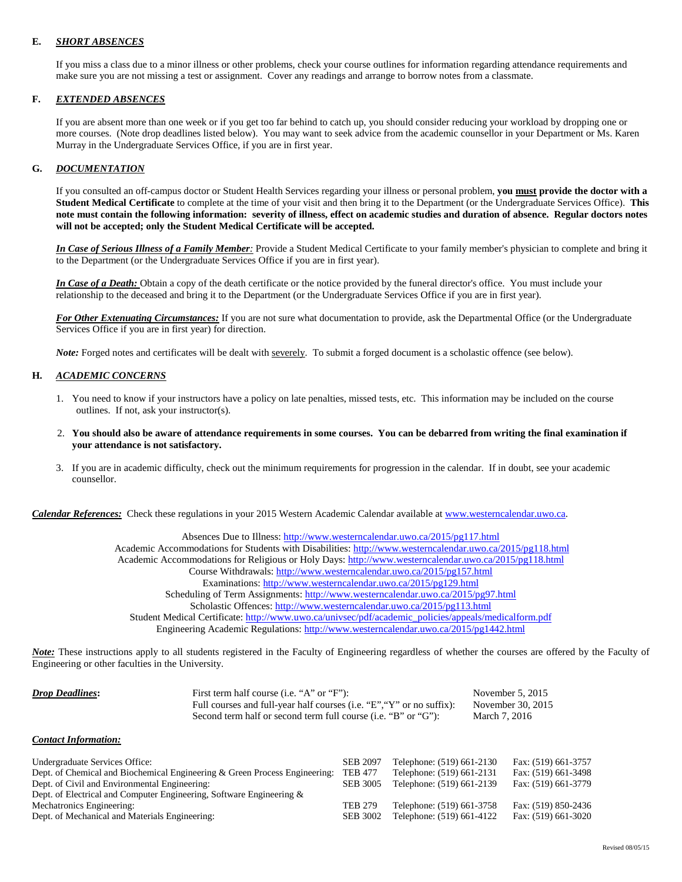**E.** ***SHORT ABSENCES***

If you miss a class due to a minor illness or other problems, check your course outlines for information regarding attendance requirements and make sure you are not missing a test or assignment. Cover any readings and arrange to borrow notes from a classmate.

**F.** ***EXTENDED ABSENCES***

If you are absent more than one week or if you get too far behind to catch up, you should consider reducing your workload by dropping one or more courses. (Note drop deadlines listed below). You may want to seek advice from the academic counsellor in your Department or Ms. Karen Murray in the Undergraduate Services Office, if you are in first year.

**G.** ***DOCUMENTATION***

If you consulted an off-campus doctor or Student Health Services regarding your illness or personal problem, **you must provide the doctor with a Student Medical Certificate** to complete at the time of your visit and then bring it to the Department (or the Undergraduate Services Office). **This note must contain the following information: severity of illness, effect on academic studies and duration of absence. Regular doctors notes will not be accepted; only the Student Medical Certificate will be accepted.**

***In Case of Serious Illness of a Family Member:*** Provide a Student Medical Certificate to your family member's physician to complete and bring it to the Department (or the Undergraduate Services Office if you are in first year).

***In Case of a Death:*** Obtain a copy of the death certificate or the notice provided by the funeral director's office. You must include your relationship to the deceased and bring it to the Department (or the Undergraduate Services Office if you are in first year).

***For Other Extenuating Circumstances:*** If you are not sure what documentation to provide, ask the Departmental Office (or the Undergraduate Services Office if you are in first year) for direction.

*Note:* Forged notes and certificates will be dealt with severely. To submit a forged document is a scholastic offence (see below).

**H.** ***ACADEMIC CONCERNS***

1. You need to know if your instructors have a policy on late penalties, missed tests, etc. This information may be included on the course outlines. If not, ask your instructor(s).
2. **You should also be aware of attendance requirements in some courses. You can be debarred from writing the final examination if your attendance is not satisfactory.**
3. If you are in academic difficulty, check out the minimum requirements for progression in the calendar. If in doubt, see your academic counsellor.

***Calendar References:*** Check these regulations in your 2015 Western Academic Calendar available at www.westerncalendar.uwo.ca.

Absences Due to Illness: http://www.westerncalendar.uwo.ca/2015/pg117.html
Academic Accommodations for Students with Disabilities: http://www.westerncalendar.uwo.ca/2015/pg118.html
Academic Accommodations for Religious or Holy Days: http://www.westerncalendar.uwo.ca/2015/pg118.html
Course Withdrawals: http://www.westerncalendar.uwo.ca/2015/pg157.html
Examinations: http://www.westerncalendar.uwo.ca/2015/pg129.html
Scheduling of Term Assignments: http://www.westerncalendar.uwo.ca/2015/pg97.html
Scholastic Offences: http://www.westerncalendar.uwo.ca/2015/pg113.html
Student Medical Certificate: http://www.uwo.ca/univsec/pdf/academic_policies/appeals/medicalform.pdf
Engineering Academic Regulations: http://www.westerncalendar.uwo.ca/2015/pg1442.html

***Note:*** These instructions apply to all students registered in the Faculty of Engineering regardless of whether the courses are offered by the Faculty of Engineering or other faculties in the University.

***Drop Deadlines*:**

| | | |
|---|---|---|
| | First term half course (i.e. "A" or "F"): | November 5, 2015 |
| | Full courses and full-year half courses (i.e. "E","Y" or no suffix): | November 30, 2015 |
| | Second term half or second term full course (i.e. "B" or "G"): | March 7, 2016 |

***Contact Information:***

| | | | |
|---|---|---|---|
| Undergraduate Services Office: | SEB 2097 | Telephone: (519) 661-2130 | Fax: (519) 661-3757 |
| Dept. of Chemical and Biochemical Engineering & Green Process Engineering: | TEB 477 | Telephone: (519) 661-2131 | Fax: (519) 661-3498 |
| Dept. of Civil and Environmental Engineering: | SEB 3005 | Telephone: (519) 661-2139 | Fax: (519) 661-3779 |
| Dept. of Electrical and Computer Engineering, Software Engineering & Mechatronics Engineering: | TEB 279 | Telephone: (519) 661-3758 | Fax: (519) 850-2436 |
| Dept. of Mechanical and Materials Engineering: | SEB 3002 | Telephone: (519) 661-4122 | Fax: (519) 661-3020 |

Revised 08/05/15